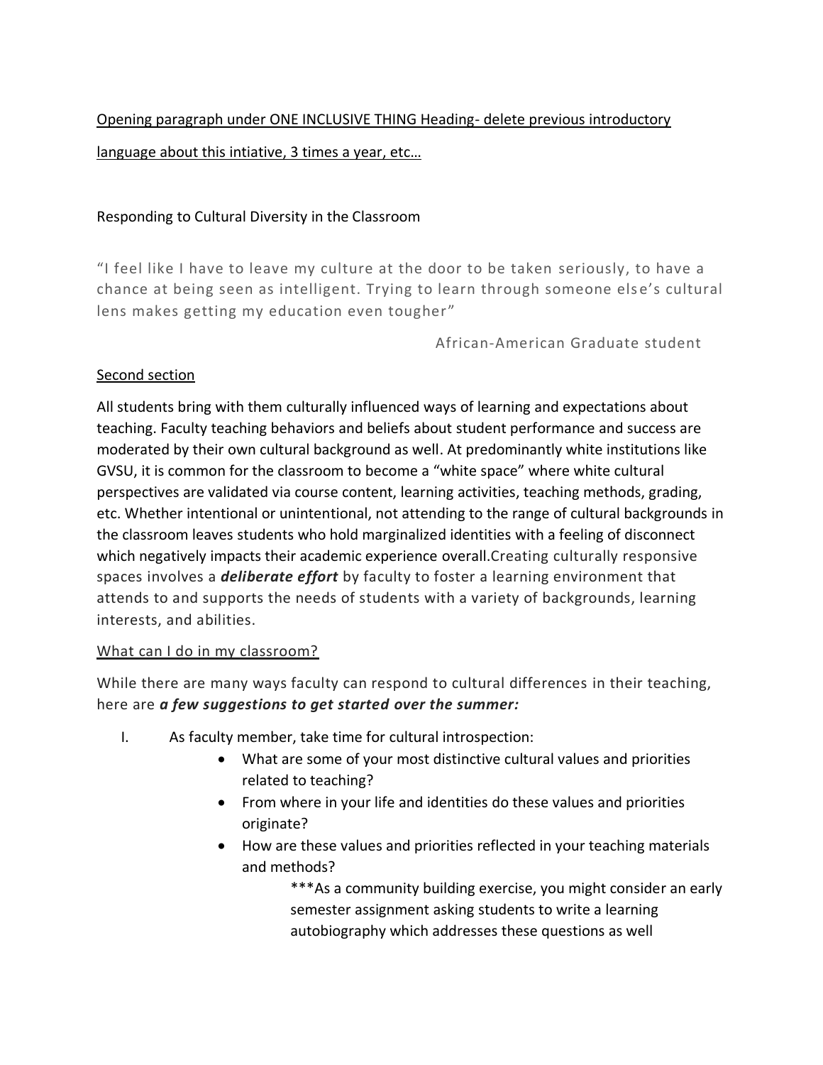Opening paragraph under ONE INCLUSIVE THING Heading- delete previous introductory language about this intiative, 3 times a year, etc…

Responding to Cultural Diversity in the Classroom

> "I feel like I have to leave my culture at the door to be taken seriously, to have a chance at being seen as intelligent. Trying to learn through someone else's cultural lens makes getting my education even tougher"
>
> African-American Graduate student

Second section

All students bring with them culturally influenced ways of learning and expectations about teaching. Faculty teaching behaviors and beliefs about student performance and success are moderated by their own cultural background as well. At predominantly white institutions like GVSU, it is common for the classroom to become a "white space" where white cultural perspectives are validated via course content, learning activities, teaching methods, grading, etc. Whether intentional or unintentional, not attending to the range of cultural backgrounds in the classroom leaves students who hold marginalized identities with a feeling of disconnect which negatively impacts their academic experience overall.Creating culturally responsive spaces involves a ***deliberate effort*** by faculty to foster a learning environment that attends to and supports the needs of students with a variety of backgrounds, learning interests, and abilities.

What can I do in my classroom?

While there are many ways faculty can respond to cultural differences in their teaching, here are ***a few suggestions to get started over the summer:***

I. As faculty member, take time for cultural introspection:
   - What are some of your most distinctive cultural values and priorities related to teaching?
   - From where in your life and identities do these values and priorities originate?
   - How are these values and priorities reflected in your teaching materials and methods?

     ***As a community building exercise, you might consider an early semester assignment asking students to write a learning autobiography which addresses these questions as well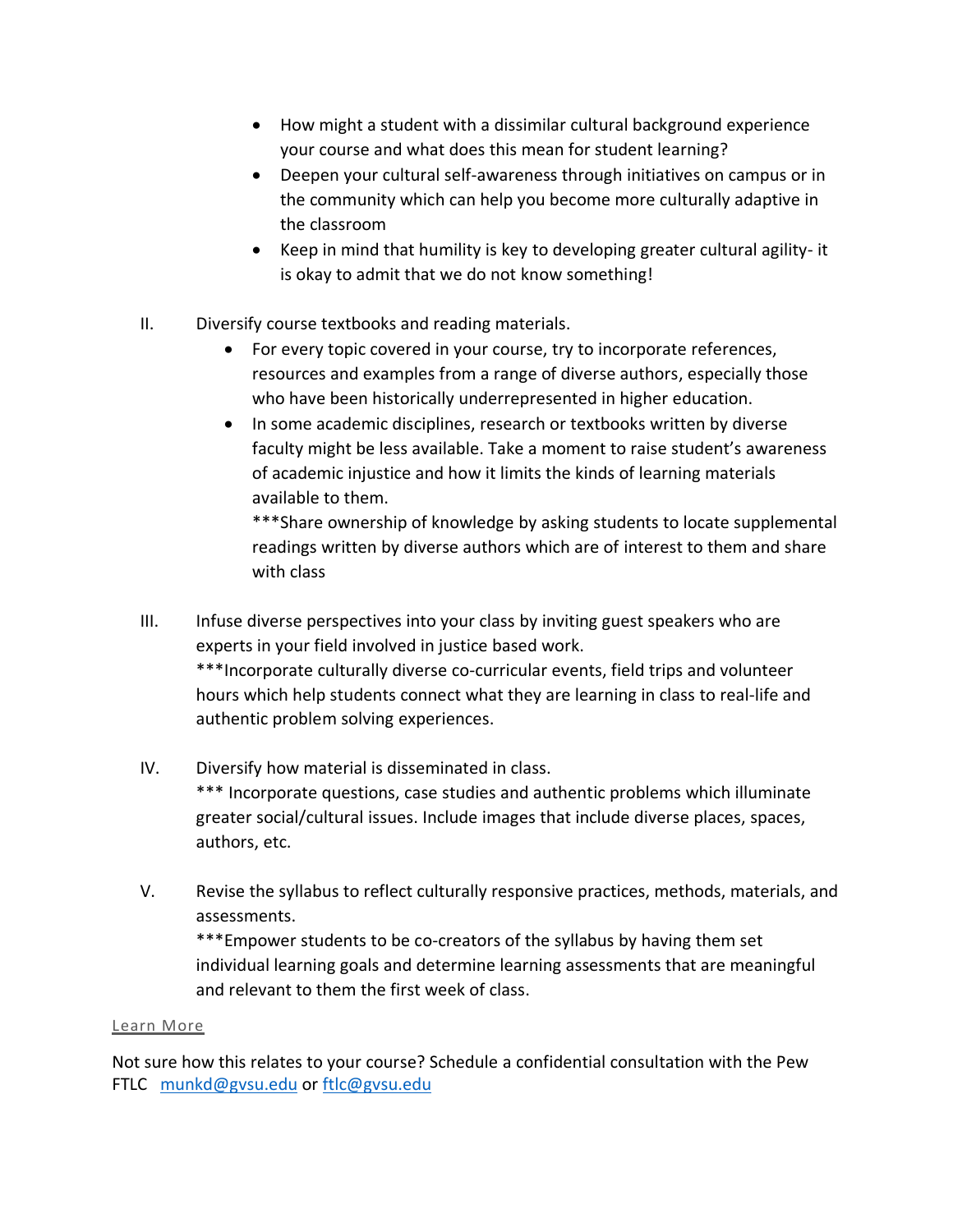- How might a student with a dissimilar cultural background experience your course and what does this mean for student learning?
- Deepen your cultural self-awareness through initiatives on campus or in the community which can help you become more culturally adaptive in the classroom
- Keep in mind that humility is key to developing greater cultural agility- it is okay to admit that we do not know something!

II. Diversify course textbooks and reading materials.
   - For every topic covered in your course, try to incorporate references, resources and examples from a range of diverse authors, especially those who have been historically underrepresented in higher education.
   - In some academic disciplines, research or textbooks written by diverse faculty might be less available. Take a moment to raise student's awareness of academic injustice and how it limits the kinds of learning materials available to them.
     ***Share ownership of knowledge by asking students to locate supplemental readings written by diverse authors which are of interest to them and share with class

III. Infuse diverse perspectives into your class by inviting guest speakers who are experts in your field involved in justice based work.
***Incorporate culturally diverse co-curricular events, field trips and volunteer hours which help students connect what they are learning in class to real-life and authentic problem solving experiences.

IV. Diversify how material is disseminated in class.
*** Incorporate questions, case studies and authentic problems which illuminate greater social/cultural issues. Include images that include diverse places, spaces, authors, etc.

V. Revise the syllabus to reflect culturally responsive practices, methods, materials, and assessments.
***Empower students to be co-creators of the syllabus by having them set individual learning goals and determine learning assessments that are meaningful and relevant to them the first week of class.

Learn More

Not sure how this relates to your course? Schedule a confidential consultation with the Pew FTLC munkd@gvsu.edu or ftlc@gvsu.edu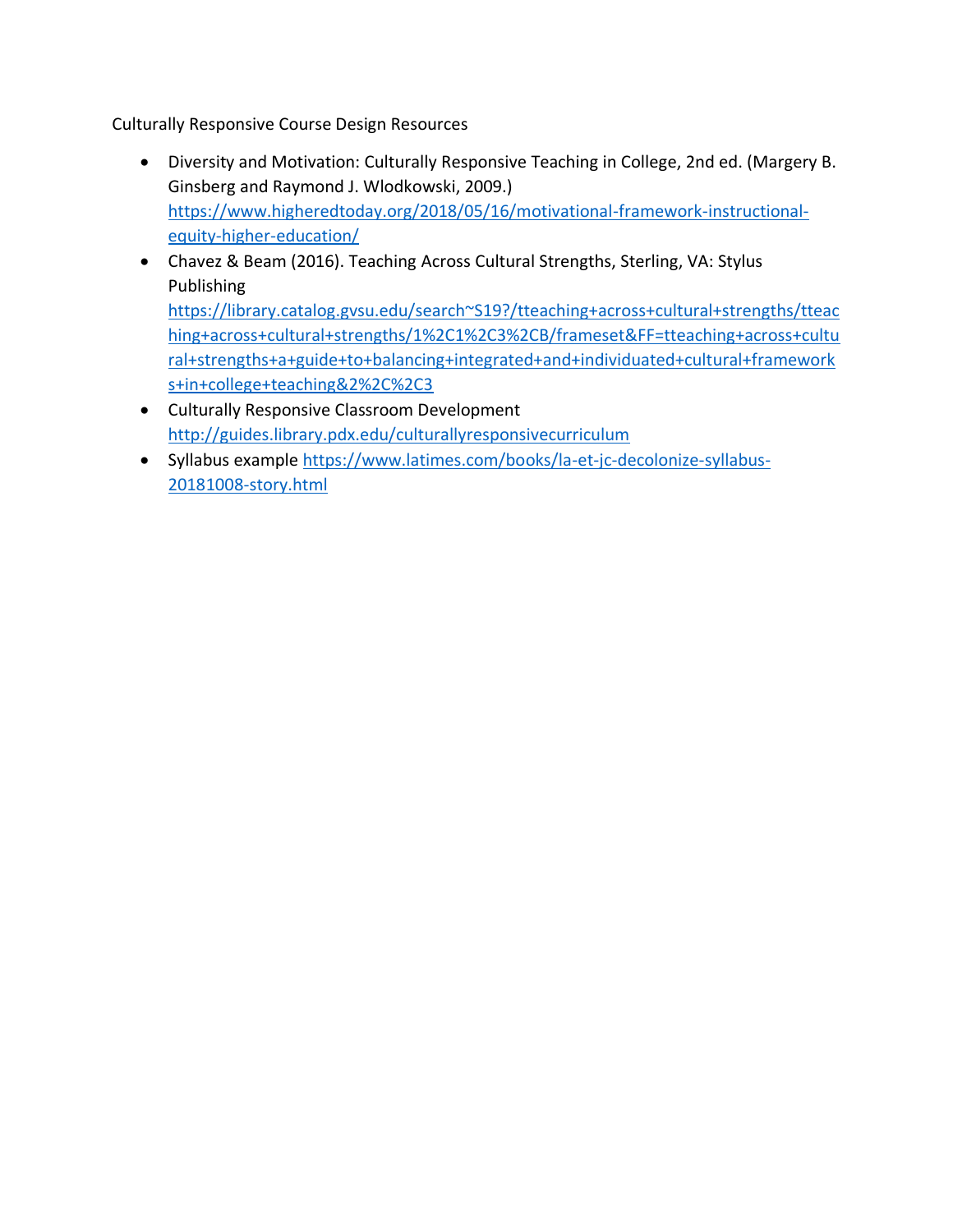Culturally Responsive Course Design Resources

- Diversity and Motivation: Culturally Responsive Teaching in College, 2nd ed. (Margery B. Ginsberg and Raymond J. Wlodkowski, 2009.) https://www.higheredtoday.org/2018/05/16/motivational-framework-instructional-equity-higher-education/
- Chavez & Beam (2016). Teaching Across Cultural Strengths, Sterling, VA: Stylus Publishing https://library.catalog.gvsu.edu/search~S19?/tteaching+across+cultural+strengths/tteaching+across+cultural+strengths/1%2C1%2C3%2CB/frameset&FF=tteaching+across+cultural+strengths+a+guide+to+balancing+integrated+and+individuated+cultural+frameworks+in+college+teaching&2%2C%2C3
- Culturally Responsive Classroom Development http://guides.library.pdx.edu/culturallyresponsivecurriculum
- Syllabus example https://www.latimes.com/books/la-et-jc-decolonize-syllabus-20181008-story.html